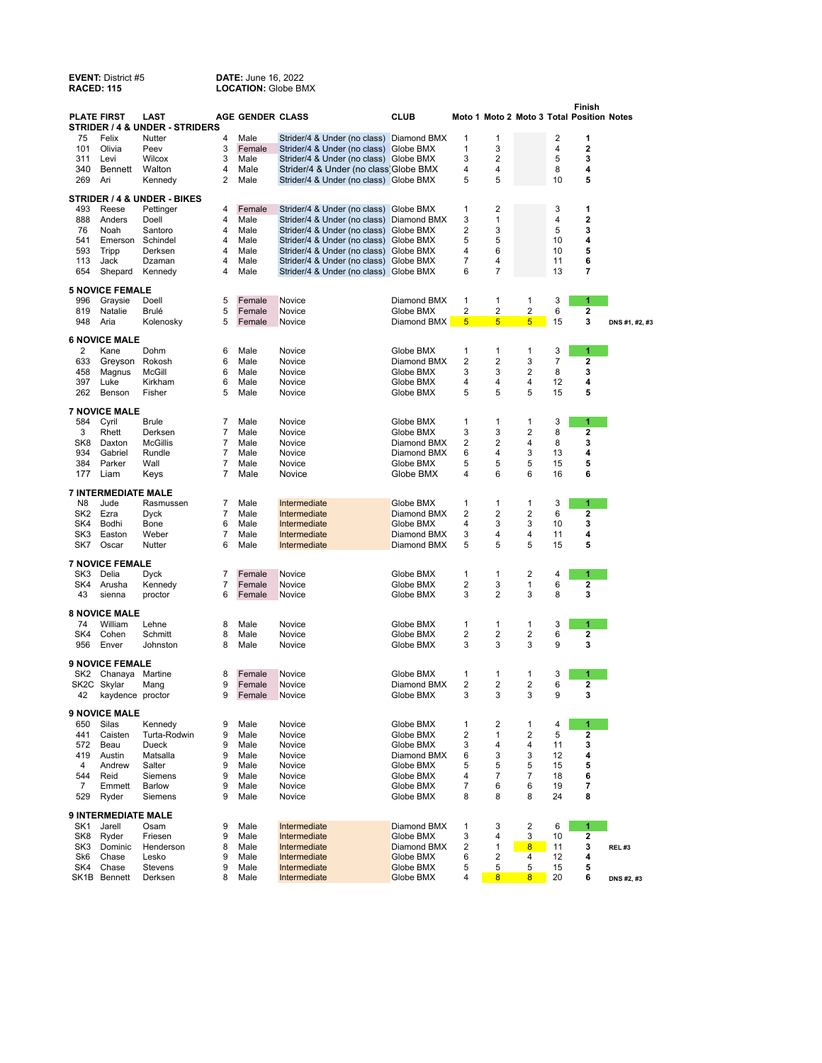**EVENT:** District #5
**RACED:** 115

**DATE:** June 16, 2022
**LOCATION:** Globe BMX

| PLATE | FIRST | LAST | AGE | GENDER | CLASS | CLUB | Moto 1 | Moto 2 | Moto 3 | Total | Finish Position | Notes |
|---|---|---|---|---|---|---|---|---|---|---|---|---|
| **STRIDER / 4 & UNDER - STRIDERS** | | | | | | | | | | | | |
| 75 | Felix | Nutter | 4 | Male | Strider/4 & Under (no class) | Diamond BMX | 1 | 1 | | 2 | **1** | |
| 101 | Olivia | Peev | 3 | Female | Strider/4 & Under (no class) | Globe BMX | 1 | 3 | | 4 | **2** | |
| 311 | Levi | Wilcox | 3 | Male | Strider/4 & Under (no class) | Globe BMX | 3 | 2 | | 5 | **3** | |
| 340 | Bennett | Walton | 4 | Male | Strider/4 & Under (no class) | Globe BMX | 4 | 4 | | 8 | **4** | |
| 269 | Ari | Kennedy | 2 | Male | Strider/4 & Under (no class) | Globe BMX | 5 | 5 | | 10 | **5** | |
| **STRIDER / 4 & UNDER - BIKES** | | | | | | | | | | | | |
| 493 | Reese | Pettinger | 4 | Female | Strider/4 & Under (no class) | Globe BMX | 1 | 2 | | 3 | **1** | |
| 888 | Anders | Doell | 4 | Male | Strider/4 & Under (no class) | Diamond BMX | 3 | 1 | | 4 | **2** | |
| 76 | Noah | Santoro | 4 | Male | Strider/4 & Under (no class) | Globe BMX | 2 | 3 | | 5 | **3** | |
| 541 | Emerson | Schindel | 4 | Male | Strider/4 & Under (no class) | Globe BMX | 5 | 5 | | 10 | **4** | |
| 593 | Tripp | Derksen | 4 | Male | Strider/4 & Under (no class) | Globe BMX | 4 | 6 | | 10 | **5** | |
| 113 | Jack | Dzaman | 4 | Male | Strider/4 & Under (no class) | Globe BMX | 7 | 4 | | 11 | **6** | |
| 654 | Shepard | Kennedy | 4 | Male | Strider/4 & Under (no class) | Globe BMX | 6 | 7 | | 13 | **7** | |
| **5 NOVICE FEMALE** | | | | | | | | | | | | |
| 996 | Graysie | Doell | 5 | Female | Novice | Diamond BMX | 1 | 1 | 1 | 3 | **1** | |
| 819 | Natalie | Brulé | 5 | Female | Novice | Globe BMX | 2 | 2 | 2 | 6 | **2** | |
| 948 | Aria | Kolenosky | 5 | Female | Novice | Diamond BMX | 5 | 5 | 5 | 15 | **3** | DNS #1, #2, #3 |
| **6 NOVICE MALE** | | | | | | | | | | | | |
| 2 | Kane | Dohm | 6 | Male | Novice | Globe BMX | 1 | 1 | 1 | 3 | **1** | |
| 633 | Greyson | Rokosh | 6 | Male | Novice | Diamond BMX | 2 | 2 | 3 | 7 | **2** | |
| 458 | Magnus | McGill | 6 | Male | Novice | Globe BMX | 3 | 3 | 2 | 8 | **3** | |
| 397 | Luke | Kirkham | 6 | Male | Novice | Globe BMX | 4 | 4 | 4 | 12 | **4** | |
| 262 | Benson | Fisher | 5 | Male | Novice | Globe BMX | 5 | 5 | 5 | 15 | **5** | |
| **7 NOVICE MALE** | | | | | | | | | | | | |
| 584 | Cyril | Brule | 7 | Male | Novice | Globe BMX | 1 | 1 | 1 | 3 | **1** | |
| 3 | Rhett | Derksen | 7 | Male | Novice | Globe BMX | 3 | 3 | 2 | 8 | **2** | |
| SK8 | Daxton | McGillis | 7 | Male | Novice | Diamond BMX | 2 | 2 | 4 | 8 | **3** | |
| 934 | Gabriel | Rundle | 7 | Male | Novice | Diamond BMX | 6 | 4 | 3 | 13 | **4** | |
| 384 | Parker | Wall | 7 | Male | Novice | Globe BMX | 5 | 5 | 5 | 15 | **5** | |
| 177 | Liam | Keys | 7 | Male | Novice | Globe BMX | 4 | 6 | 6 | 16 | **6** | |
| **7 INTERMEDIATE MALE** | | | | | | | | | | | | |
| N8 | Jude | Rasmussen | 7 | Male | Intermediate | Globe BMX | 1 | 1 | 1 | 3 | **1** | |
| SK2 | Ezra | Dyck | 7 | Male | Intermediate | Diamond BMX | 2 | 2 | 2 | 6 | **2** | |
| SK4 | Bodhi | Bone | 6 | Male | Intermediate | Globe BMX | 4 | 3 | 3 | 10 | **3** | |
| SK3 | Easton | Weber | 7 | Male | Intermediate | Diamond BMX | 3 | 4 | 4 | 11 | **4** | |
| SK7 | Oscar | Nutter | 6 | Male | Intermediate | Diamond BMX | 5 | 5 | 5 | 15 | **5** | |
| **7 NOVICE FEMALE** | | | | | | | | | | | | |
| SK3 | Delia | Dyck | 7 | Female | Novice | Globe BMX | 1 | 1 | 2 | 4 | **1** | |
| SK4 | Arusha | Kennedy | 7 | Female | Novice | Globe BMX | 2 | 3 | 1 | 6 | **2** | |
| 43 | sienna | proctor | 6 | Female | Novice | Globe BMX | 3 | 2 | 3 | 8 | **3** | |
| **8 NOVICE MALE** | | | | | | | | | | | | |
| 74 | William | Lehne | 8 | Male | Novice | Globe BMX | 1 | 1 | 1 | 3 | **1** | |
| SK4 | Cohen | Schmitt | 8 | Male | Novice | Globe BMX | 2 | 2 | 2 | 6 | **2** | |
| 956 | Enver | Johnston | 8 | Male | Novice | Globe BMX | 3 | 3 | 3 | 9 | **3** | |
| **9 NOVICE FEMALE** | | | | | | | | | | | | |
| SK2 | Chanaya | Martine | 8 | Female | Novice | Globe BMX | 1 | 1 | 1 | 3 | **1** | |
| SK2C | Skylar | Mang | 9 | Female | Novice | Diamond BMX | 2 | 2 | 2 | 6 | **2** | |
| 42 | kaydence | proctor | 9 | Female | Novice | Globe BMX | 3 | 3 | 3 | 9 | **3** | |
| **9 NOVICE MALE** | | | | | | | | | | | | |
| 650 | Silas | Kennedy | 9 | Male | Novice | Globe BMX | 1 | 2 | 1 | 4 | **1** | |
| 441 | Caisten | Turta-Rodwin | 9 | Male | Novice | Globe BMX | 2 | 1 | 2 | 5 | **2** | |
| 572 | Beau | Dueck | 9 | Male | Novice | Globe BMX | 3 | 4 | 4 | 11 | **3** | |
| 419 | Austin | Matsalla | 9 | Male | Novice | Diamond BMX | 6 | 3 | 3 | 12 | **4** | |
| 4 | Andrew | Salter | 9 | Male | Novice | Globe BMX | 5 | 5 | 5 | 15 | **5** | |
| 544 | Reid | Siemens | 9 | Male | Novice | Globe BMX | 4 | 7 | 7 | 18 | **6** | |
| 7 | Emmett | Barlow | 9 | Male | Novice | Globe BMX | 7 | 6 | 6 | 19 | **7** | |
| 529 | Ryder | Siemens | 9 | Male | Novice | Globe BMX | 8 | 8 | 8 | 24 | **8** | |
| **9 INTERMEDIATE MALE** | | | | | | | | | | | | |
| SK1 | Jarell | Osam | 9 | Male | Intermediate | Diamond BMX | 1 | 3 | 2 | 6 | **1** | |
| SK8 | Ryder | Friesen | 9 | Male | Intermediate | Globe BMX | 3 | 4 | 3 | 10 | **2** | |
| SK3 | Dominic | Henderson | 8 | Male | Intermediate | Diamond BMX | 2 | 1 | 8 | 11 | **3** | REL #3 |
| Sk6 | Chase | Lesko | 9 | Male | Intermediate | Globe BMX | 6 | 2 | 4 | 12 | **4** | |
| SK4 | Chase | Stevens | 9 | Male | Intermediate | Globe BMX | 5 | 5 | 5 | 15 | **5** | |
| SK1B | Bennett | Derksen | 8 | Male | Intermediate | Globe BMX | 4 | 8 | 8 | 20 | **6** | DNS #2, #3 |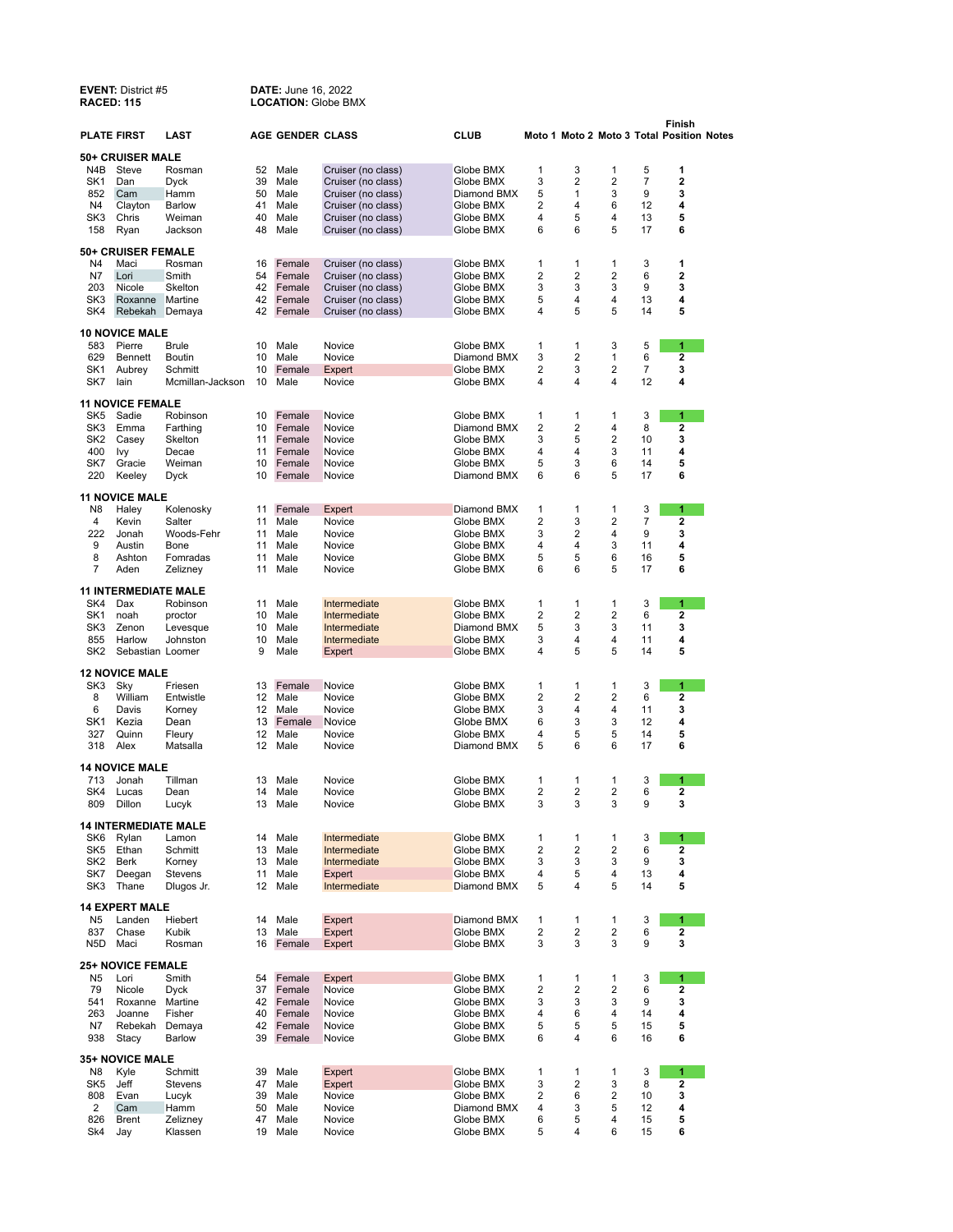**EVENT:** District #5
**RACED:** 115

**DATE:** June 16, 2022
**LOCATION:** Globe BMX

| PLATE | FIRST | LAST | AGE | GENDER | CLASS | CLUB | Moto 1 | Moto 2 | Moto 3 | Total | Finish Position | Notes |
|---|---|---|---|---|---|---|---|---|---|---|---|---|
| **50+ CRUISER MALE** | | | | | | | | | | | | |
| N4B | Steve | Rosman | 52 | Male | Cruiser (no class) | Globe BMX | 1 | 3 | 1 | 5 | **1** | |
| SK1 | Dan | Dyck | 39 | Male | Cruiser (no class) | Globe BMX | 3 | 2 | 2 | 7 | **2** | |
| 852 | Cam | Hamm | 50 | Male | Cruiser (no class) | Diamond BMX | 5 | 1 | 3 | 9 | **3** | |
| N4 | Clayton | Barlow | 41 | Male | Cruiser (no class) | Globe BMX | 2 | 4 | 6 | 12 | **4** | |
| SK3 | Chris | Weiman | 40 | Male | Cruiser (no class) | Globe BMX | 4 | 5 | 4 | 13 | **5** | |
| 158 | Ryan | Jackson | 48 | Male | Cruiser (no class) | Globe BMX | 6 | 6 | 5 | 17 | **6** | |
| **50+ CRUISER FEMALE** | | | | | | | | | | | | |
| N4 | Maci | Rosman | 16 | Female | Cruiser (no class) | Globe BMX | 1 | 1 | 1 | 3 | **1** | |
| N7 | Lori | Smith | 54 | Female | Cruiser (no class) | Globe BMX | 2 | 2 | 2 | 6 | **2** | |
| 203 | Nicole | Skelton | 42 | Female | Cruiser (no class) | Globe BMX | 3 | 3 | 3 | 9 | **3** | |
| SK3 | Roxanne | Martine | 42 | Female | Cruiser (no class) | Globe BMX | 5 | 4 | 4 | 13 | **4** | |
| SK4 | Rebekah | Demaya | 42 | Female | Cruiser (no class) | Globe BMX | 4 | 5 | 5 | 14 | **5** | |
| **10 NOVICE MALE** | | | | | | | | | | | | |
| 583 | Pierre | Brule | 10 | Male | Novice | Globe BMX | 1 | 1 | 3 | 5 | **1** | |
| 629 | Bennett | Boutin | 10 | Male | Novice | Diamond BMX | 3 | 2 | 1 | 6 | **2** | |
| SK1 | Aubrey | Schmitt | 10 | Female | Expert | Globe BMX | 2 | 3 | 2 | 7 | **3** | |
| SK7 | Iain | Mcmillan-Jackson | 10 | Male | Novice | Globe BMX | 4 | 4 | 4 | 12 | **4** | |
| **11 NOVICE FEMALE** | | | | | | | | | | | | |
| SK5 | Sadie | Robinson | 10 | Female | Novice | Globe BMX | 1 | 1 | 1 | 3 | **1** | |
| SK3 | Emma | Farthing | 10 | Female | Novice | Diamond BMX | 2 | 2 | 4 | 8 | **2** | |
| SK2 | Casey | Skelton | 11 | Female | Novice | Globe BMX | 3 | 5 | 2 | 10 | **3** | |
| 400 | Ivy | Decae | 11 | Female | Novice | Globe BMX | 4 | 4 | 3 | 11 | **4** | |
| SK7 | Gracie | Weiman | 10 | Female | Novice | Globe BMX | 5 | 3 | 6 | 14 | **5** | |
| 220 | Keeley | Dyck | 10 | Female | Novice | Diamond BMX | 6 | 6 | 5 | 17 | **6** | |
| **11 NOVICE MALE** | | | | | | | | | | | | |
| N8 | Haley | Kolenosky | 11 | Female | Expert | Diamond BMX | 1 | 1 | 1 | 3 | **1** | |
| 4 | Kevin | Salter | 11 | Male | Novice | Globe BMX | 2 | 3 | 2 | 7 | **2** | |
| 222 | Jonah | Woods-Fehr | 11 | Male | Novice | Globe BMX | 3 | 2 | 4 | 9 | **3** | |
| 9 | Austin | Bone | 11 | Male | Novice | Globe BMX | 4 | 4 | 3 | 11 | **4** | |
| 8 | Ashton | Fomradas | 11 | Male | Novice | Globe BMX | 5 | 5 | 6 | 16 | **5** | |
| 7 | Aden | Zelizney | 11 | Male | Novice | Globe BMX | 6 | 6 | 5 | 17 | **6** | |
| **11 INTERMEDIATE MALE** | | | | | | | | | | | | |
| SK4 | Dax | Robinson | 11 | Male | Intermediate | Globe BMX | 1 | 1 | 1 | 3 | **1** | |
| SK1 | noah | proctor | 10 | Male | Intermediate | Globe BMX | 2 | 2 | 2 | 6 | **2** | |
| SK3 | Zenon | Levesque | 10 | Male | Intermediate | Diamond BMX | 5 | 3 | 3 | 11 | **3** | |
| 855 | Harlow | Johnston | 10 | Male | Intermediate | Globe BMX | 3 | 4 | 4 | 11 | **4** | |
| SK2 | Sebastian | Loomer | 9 | Male | Expert | Globe BMX | 4 | 5 | 5 | 14 | **5** | |
| **12 NOVICE MALE** | | | | | | | | | | | | |
| SK3 | Sky | Friesen | 13 | Female | Novice | Globe BMX | 1 | 1 | 1 | 3 | **1** | |
| 8 | William | Entwistle | 12 | Male | Novice | Globe BMX | 2 | 2 | 2 | 6 | **2** | |
| 6 | Davis | Korney | 12 | Male | Novice | Globe BMX | 3 | 4 | 4 | 11 | **3** | |
| SK1 | Kezia | Dean | 13 | Female | Novice | Globe BMX | 6 | 3 | 3 | 12 | **4** | |
| 327 | Quinn | Fleury | 12 | Male | Novice | Globe BMX | 4 | 5 | 5 | 14 | **5** | |
| 318 | Alex | Matsalla | 12 | Male | Novice | Diamond BMX | 5 | 6 | 6 | 17 | **6** | |
| **14 NOVICE MALE** | | | | | | | | | | | | |
| 713 | Jonah | Tillman | 13 | Male | Novice | Globe BMX | 1 | 1 | 1 | 3 | **1** | |
| SK4 | Lucas | Dean | 14 | Male | Novice | Globe BMX | 2 | 2 | 2 | 6 | **2** | |
| 809 | Dillon | Lucyk | 13 | Male | Novice | Globe BMX | 3 | 3 | 3 | 9 | **3** | |
| **14 INTERMEDIATE MALE** | | | | | | | | | | | | |
| SK6 | Rylan | Lamon | 14 | Male | Intermediate | Globe BMX | 1 | 1 | 1 | 3 | **1** | |
| SK5 | Ethan | Schmitt | 13 | Male | Intermediate | Globe BMX | 2 | 2 | 2 | 6 | **2** | |
| SK2 | Berk | Korney | 13 | Male | Intermediate | Globe BMX | 3 | 3 | 3 | 9 | **3** | |
| SK7 | Deegan | Stevens | 11 | Male | Expert | Globe BMX | 4 | 5 | 4 | 13 | **4** | |
| SK3 | Thane | Dlugos Jr. | 12 | Male | Intermediate | Diamond BMX | 5 | 4 | 5 | 14 | **5** | |
| **14 EXPERT MALE** | | | | | | | | | | | | |
| N5 | Landen | Hiebert | 14 | Male | Expert | Diamond BMX | 1 | 1 | 1 | 3 | **1** | |
| 837 | Chase | Kubik | 13 | Male | Expert | Globe BMX | 2 | 2 | 2 | 6 | **2** | |
| N5D | Maci | Rosman | 16 | Female | Expert | Globe BMX | 3 | 3 | 3 | 9 | **3** | |
| **25+ NOVICE FEMALE** | | | | | | | | | | | | |
| N5 | Lori | Smith | 54 | Female | Expert | Globe BMX | 1 | 1 | 1 | 3 | **1** | |
| 79 | Nicole | Dyck | 37 | Female | Novice | Globe BMX | 2 | 2 | 2 | 6 | **2** | |
| 541 | Roxanne | Martine | 42 | Female | Novice | Globe BMX | 3 | 3 | 3 | 9 | **3** | |
| 263 | Joanne | Fisher | 40 | Female | Novice | Globe BMX | 4 | 6 | 4 | 14 | **4** | |
| N7 | Rebekah | Demaya | 42 | Female | Novice | Globe BMX | 5 | 5 | 5 | 15 | **5** | |
| 938 | Stacy | Barlow | 39 | Female | Novice | Globe BMX | 6 | 4 | 6 | 16 | **6** | |
| **35+ NOVICE MALE** | | | | | | | | | | | | |
| N8 | Kyle | Schmitt | 39 | Male | Expert | Globe BMX | 1 | 1 | 1 | 3 | **1** | |
| SK5 | Jeff | Stevens | 47 | Male | Expert | Globe BMX | 3 | 2 | 3 | 8 | **2** | |
| 808 | Evan | Lucyk | 39 | Male | Novice | Globe BMX | 2 | 6 | 2 | 10 | **3** | |
| 2 | Cam | Hamm | 50 | Male | Novice | Diamond BMX | 4 | 3 | 5 | 12 | **4** | |
| 826 | Brent | Zelizney | 47 | Male | Novice | Globe BMX | 6 | 5 | 4 | 15 | **5** | |
| Sk4 | Jay | Klassen | 19 | Male | Novice | Globe BMX | 5 | 4 | 6 | 15 | **6** | |